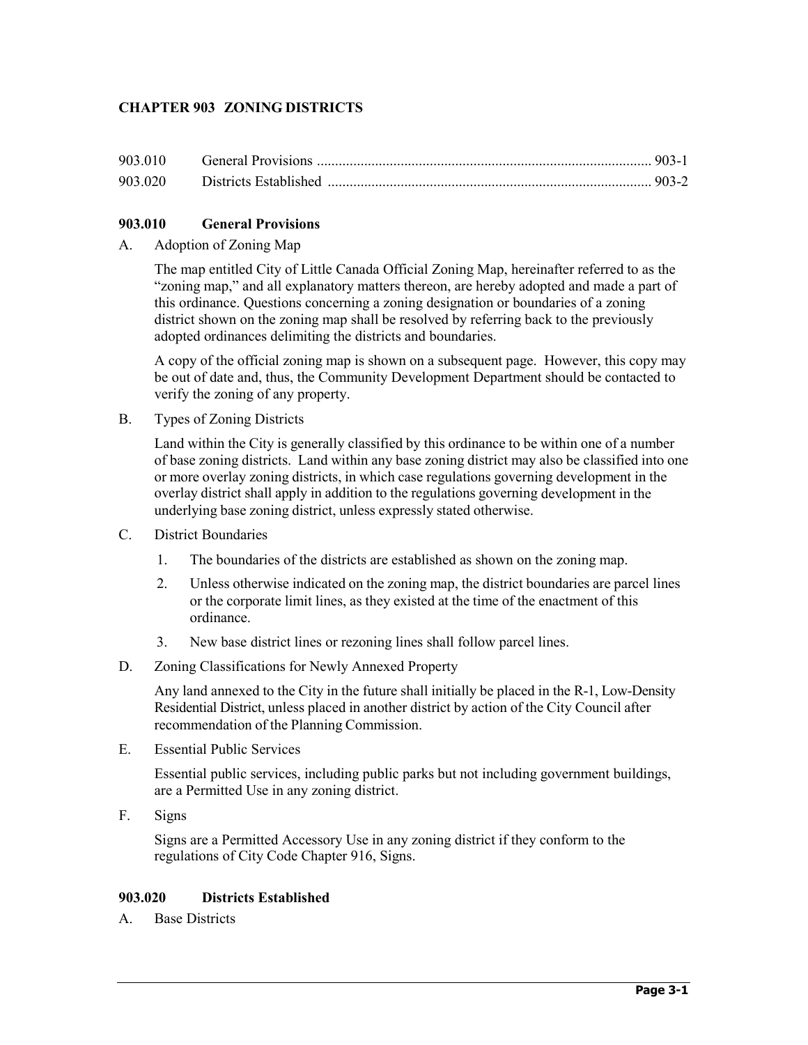## CHAPTER 903 ZONING DISTRICTS

| | | |
|---|---|---|
| 903.010 | General Provisions | 903-1 |
| 903.020 | Districts Established | 903-2 |

### 903.010 General Provisions

A. Adoption of Zoning Map

The map entitled City of Little Canada Official Zoning Map, hereinafter referred to as the "zoning map," and all explanatory matters thereon, are hereby adopted and made a part of this ordinance. Questions concerning a zoning designation or boundaries of a zoning district shown on the zoning map shall be resolved by referring back to the previously adopted ordinances delimiting the districts and boundaries.

A copy of the official zoning map is shown on a subsequent page. However, this copy may be out of date and, thus, the Community Development Department should be contacted to verify the zoning of any property.

B. Types of Zoning Districts

Land within the City is generally classified by this ordinance to be within one of a number of base zoning districts. Land within any base zoning district may also be classified into one or more overlay zoning districts, in which case regulations governing development in the overlay district shall apply in addition to the regulations governing development in the underlying base zoning district, unless expressly stated otherwise.

C. District Boundaries

1. The boundaries of the districts are established as shown on the zoning map.
2. Unless otherwise indicated on the zoning map, the district boundaries are parcel lines or the corporate limit lines, as they existed at the time of the enactment of this ordinance.
3. New base district lines or rezoning lines shall follow parcel lines.

D. Zoning Classifications for Newly Annexed Property

Any land annexed to the City in the future shall initially be placed in the R-1, Low-Density Residential District, unless placed in another district by action of the City Council after recommendation of the Planning Commission.

E. Essential Public Services

Essential public services, including public parks but not including government buildings, are a Permitted Use in any zoning district.

F. Signs

Signs are a Permitted Accessory Use in any zoning district if they conform to the regulations of City Code Chapter 916, Signs.

### 903.020 Districts Established

A. Base Districts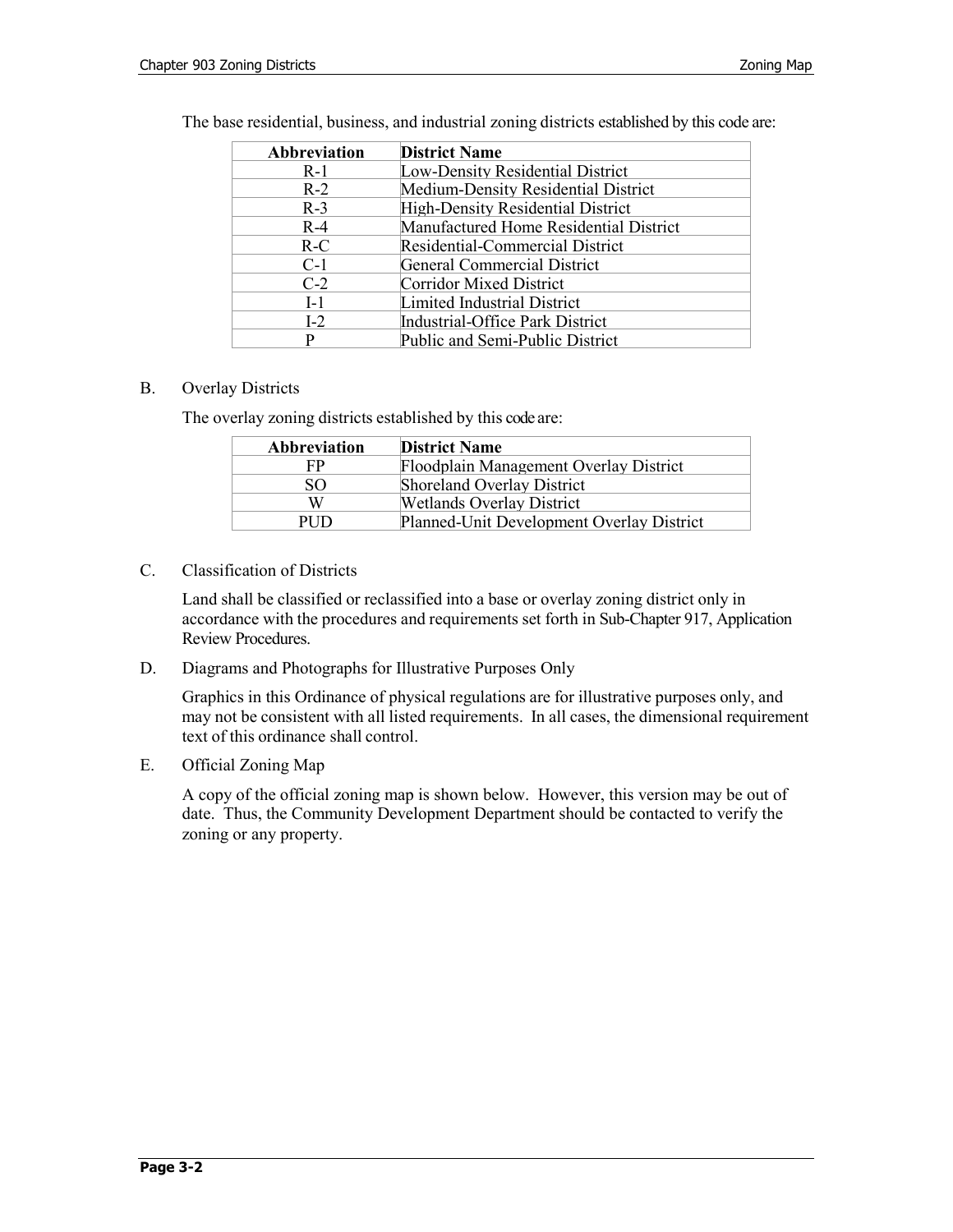The base residential, business, and industrial zoning districts established by this code are:

| Abbreviation | District Name |
|---|---|
| R-1 | Low-Density Residential District |
| R-2 | Medium-Density Residential District |
| R-3 | High-Density Residential District |
| R-4 | Manufactured Home Residential District |
| R-C | Residential-Commercial District |
| C-1 | General Commercial District |
| C-2 | Corridor Mixed District |
| I-1 | Limited Industrial District |
| I-2 | Industrial-Office Park District |
| P | Public and Semi-Public District |

B. Overlay Districts

The overlay zoning districts established by this code are:

| Abbreviation | District Name |
|---|---|
| FP | Floodplain Management Overlay District |
| SO | Shoreland Overlay District |
| W | Wetlands Overlay District |
| PUD | Planned-Unit Development Overlay District |

C. Classification of Districts

Land shall be classified or reclassified into a base or overlay zoning district only in accordance with the procedures and requirements set forth in Sub-Chapter 917, Application Review Procedures.

D. Diagrams and Photographs for Illustrative Purposes Only

Graphics in this Ordinance of physical regulations are for illustrative purposes only, and may not be consistent with all listed requirements. In all cases, the dimensional requirement text of this ordinance shall control.

E. Official Zoning Map

A copy of the official zoning map is shown below. However, this version may be out of date. Thus, the Community Development Department should be contacted to verify the zoning or any property.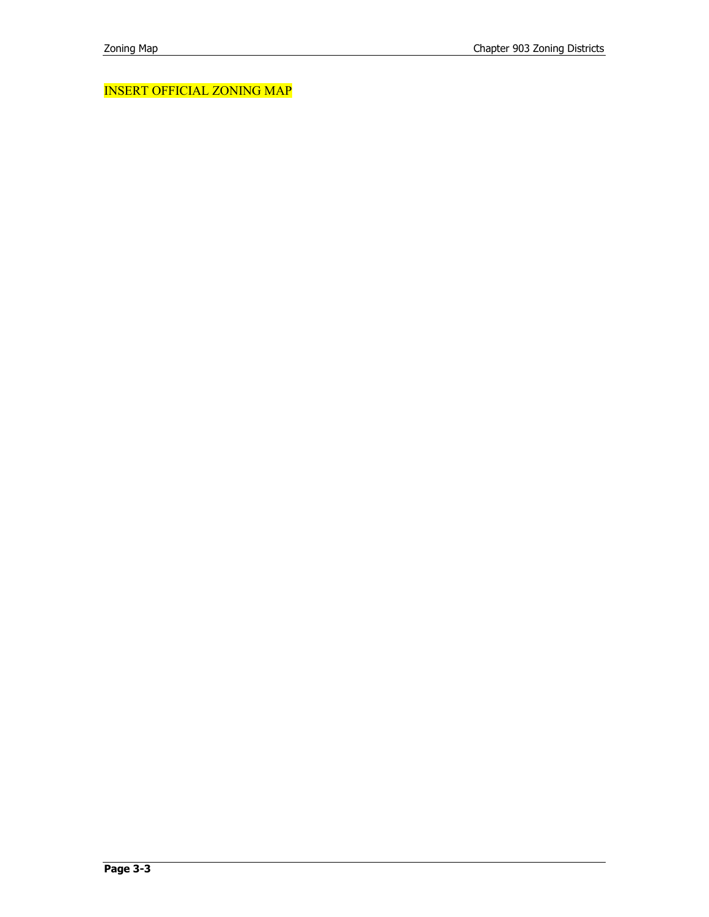INSERT OFFICIAL ZONING MAP